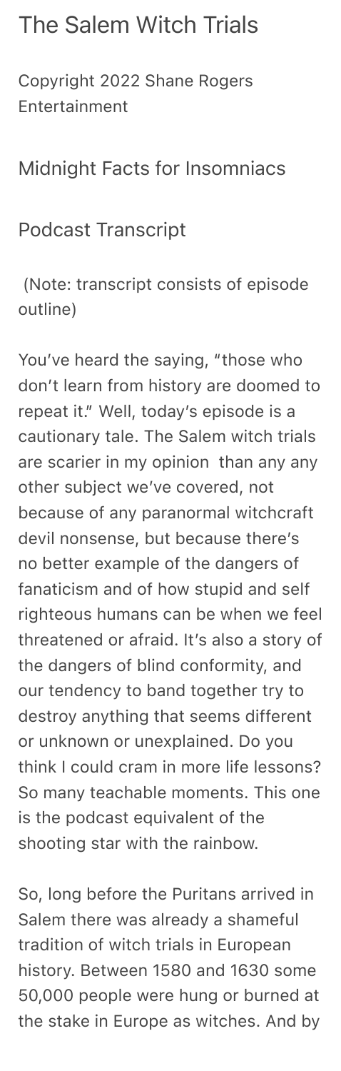# The Salem Witch Trials

Copyright 2022 Shane Rogers Entertainment

Midnight Facts for Insomniacs

Podcast Transcript

(Note: transcript consists of episode outline)

You've heard the saying, "those who don't learn from history are doomed to repeat it." Well, today's episode is a cautionary tale. The Salem witch trials are scarier in my opinion than any any other subject we've covered, not because of any paranormal witchcraft devil nonsense, but because there's no better example of the dangers of fanaticism and of how stupid and self righteous humans can be when we feel threatened or afraid. It's also a story of the dangers of blind conformity, and our tendency to band together try to destroy anything that seems different or unknown or unexplained. Do you think I could cram in more life lessons? So many teachable moments. This one is the podcast equivalent of the shooting star with the rainbow.

So, long before the Puritans arrived in Salem there was already a shameful tradition of witch trials in European history. Between 1580 and 1630 some 50,000 people were hung or burned at the stake in Europe as witches. And by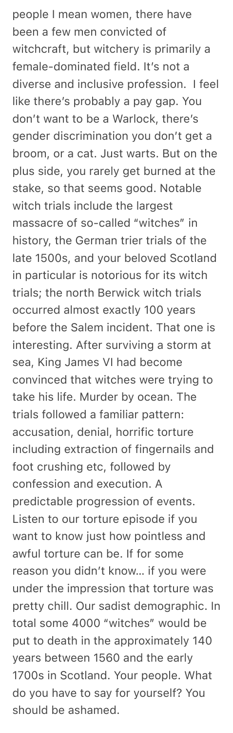people I mean women, there have been a few men convicted of witchcraft, but witchery is primarily a female-dominated field. It's not a diverse and inclusive profession. I feel like there's probably a pay gap. You don't want to be a Warlock, there's gender discrimination you don't get a broom, or a cat. Just warts. But on the plus side, you rarely get burned at the stake, so that seems good. Notable witch trials include the largest massacre of so-called "witches" in history, the German trier trials of the late 1500s, and your beloved Scotland in particular is notorious for its witch trials; the north Berwick witch trials occurred almost exactly 100 years before the Salem incident. That one is interesting. After surviving a storm at sea, King James VI had become convinced that witches were trying to take his life. Murder by ocean. The trials followed a familiar pattern: accusation, denial, horrific torture including extraction of fingernails and foot crushing etc, followed by confession and execution. A predictable progression of events. Listen to our torture episode if you want to know just how pointless and awful torture can be. If for some reason you didn't know… if you were under the impression that torture was pretty chill. Our sadist demographic. In total some 4000 "witches" would be put to death in the approximately 140 years between 1560 and the early 1700s in Scotland. Your people. What do you have to say for yourself? You should be ashamed.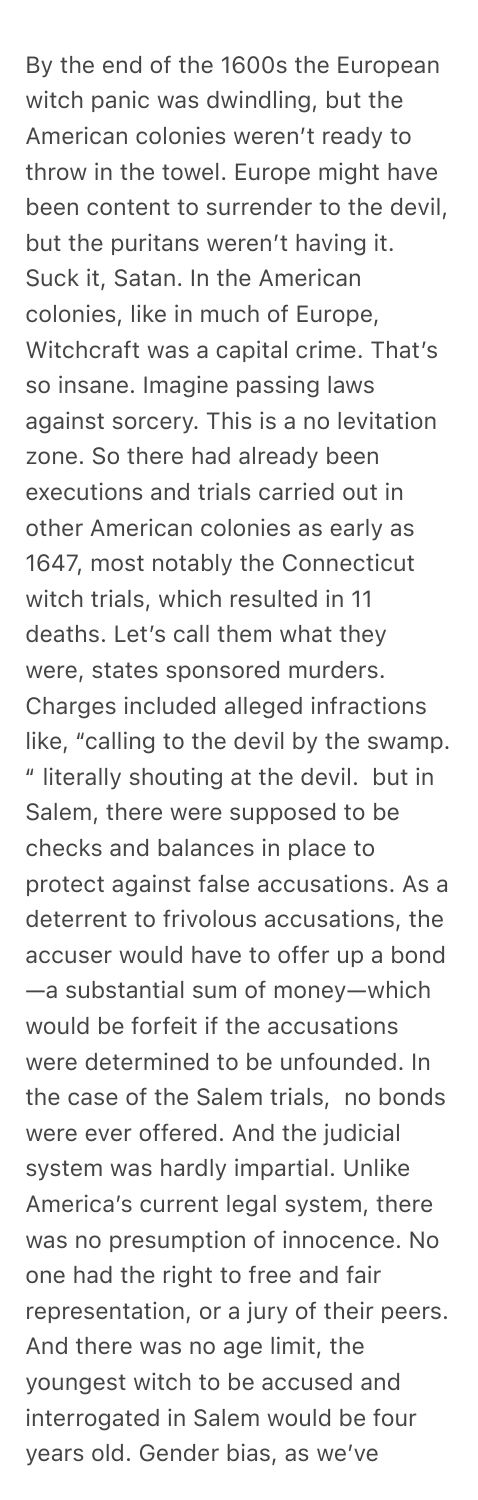By the end of the 1600s the European witch panic was dwindling, but the American colonies weren't ready to throw in the towel. Europe might have been content to surrender to the devil, but the puritans weren't having it. Suck it, Satan. In the American colonies, like in much of Europe, Witchcraft was a capital crime. That's so insane. Imagine passing laws against sorcery. This is a no levitation zone. So there had already been executions and trials carried out in other American colonies as early as 1647, most notably the Connecticut witch trials, which resulted in 11 deaths. Let's call them what they were, states sponsored murders. Charges included alleged infractions like, "calling to the devil by the swamp. " literally shouting at the devil. but in Salem, there were supposed to be checks and balances in place to protect against false accusations. As a deterrent to frivolous accusations, the accuser would have to offer up a bond—a substantial sum of money—which would be forfeit if the accusations were determined to be unfounded. In the case of the Salem trials, no bonds were ever offered. And the judicial system was hardly impartial. Unlike America's current legal system, there was no presumption of innocence. No one had the right to free and fair representation, or a jury of their peers. And there was no age limit, the youngest witch to be accused and interrogated in Salem would be four years old. Gender bias, as we've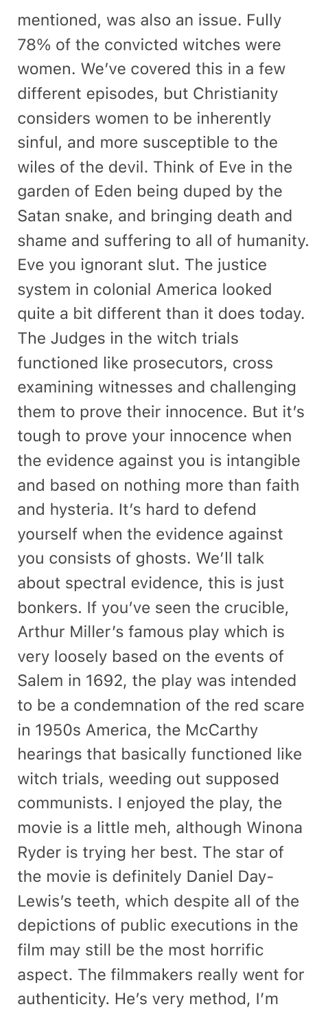mentioned, was also an issue. Fully 78% of the convicted witches were women. We've covered this in a few different episodes, but Christianity considers women to be inherently sinful, and more susceptible to the wiles of the devil. Think of Eve in the garden of Eden being duped by the Satan snake, and bringing death and shame and suffering to all of humanity. Eve you ignorant slut. The justice system in colonial America looked quite a bit different than it does today. The Judges in the witch trials functioned like prosecutors, cross examining witnesses and challenging them to prove their innocence. But it's tough to prove your innocence when the evidence against you is intangible and based on nothing more than faith and hysteria. It's hard to defend yourself when the evidence against you consists of ghosts. We'll talk about spectral evidence, this is just bonkers. If you've seen the crucible, Arthur Miller's famous play which is very loosely based on the events of Salem in 1692, the play was intended to be a condemnation of the red scare in 1950s America, the McCarthy hearings that basically functioned like witch trials, weeding out supposed communists. I enjoyed the play, the movie is a little meh, although Winona Ryder is trying her best. The star of the movie is definitely Daniel Day-Lewis's teeth, which despite all of the depictions of public executions in the film may still be the most horrific aspect. The filmmakers really went for authenticity. He's very method, I'm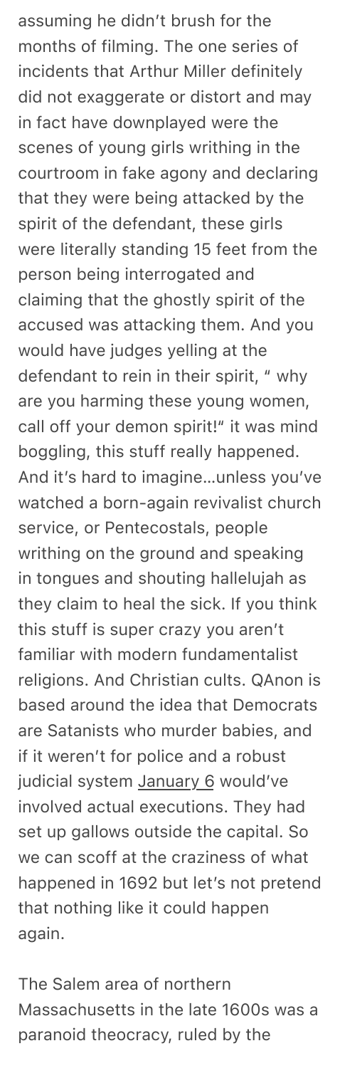assuming he didn't brush for the months of filming. The one series of incidents that Arthur Miller definitely did not exaggerate or distort and may in fact have downplayed were the scenes of young girls writhing in the courtroom in fake agony and declaring that they were being attacked by the spirit of the defendant, these girls were literally standing 15 feet from the person being interrogated and claiming that the ghostly spirit of the accused was attacking them. And you would have judges yelling at the defendant to rein in their spirit, " why are you harming these young women, call off your demon spirit!" it was mind boggling, this stuff really happened. And it's hard to imagine…unless you've watched a born-again revivalist church service, or Pentecostals, people writhing on the ground and speaking in tongues and shouting hallelujah as they claim to heal the sick. If you think this stuff is super crazy you aren't familiar with modern fundamentalist religions. And Christian cults. QAnon is based around the idea that Democrats are Satanists who murder babies, and if it weren't for police and a robust judicial system January 6 would've involved actual executions. They had set up gallows outside the capital. So we can scoff at the craziness of what happened in 1692 but let's not pretend that nothing like it could happen again.

The Salem area of northern Massachusetts in the late 1600s was a paranoid theocracy, ruled by the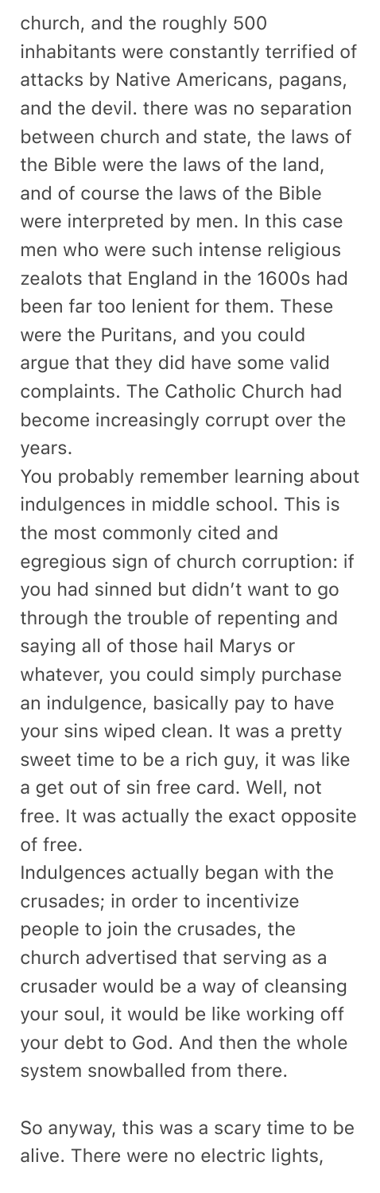church, and the roughly 500 inhabitants were constantly terrified of attacks by Native Americans, pagans, and the devil. there was no separation between church and state, the laws of the Bible were the laws of the land, and of course the laws of the Bible were interpreted by men. In this case men who were such intense religious zealots that England in the 1600s had been far too lenient for them. These were the Puritans, and you could argue that they did have some valid complaints. The Catholic Church had become increasingly corrupt over the years.

You probably remember learning about indulgences in middle school. This is the most commonly cited and egregious sign of church corruption: if you had sinned but didn't want to go through the trouble of repenting and saying all of those hail Marys or whatever, you could simply purchase an indulgence, basically pay to have your sins wiped clean. It was a pretty sweet time to be a rich guy, it was like a get out of sin free card. Well, not free. It was actually the exact opposite of free.

Indulgences actually began with the crusades; in order to incentivize people to join the crusades, the church advertised that serving as a crusader would be a way of cleansing your soul, it would be like working off your debt to God. And then the whole system snowballed from there.

So anyway, this was a scary time to be alive. There were no electric lights,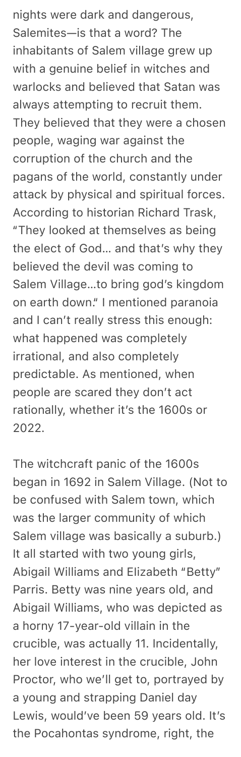nights were dark and dangerous, Salemites—is that a word? The inhabitants of Salem village grew up with a genuine belief in witches and warlocks and believed that Satan was always attempting to recruit them. They believed that they were a chosen people, waging war against the corruption of the church and the pagans of the world, constantly under attack by physical and spiritual forces. According to historian Richard Trask, "They looked at themselves as being the elect of God… and that's why they believed the devil was coming to Salem Village…to bring god's kingdom on earth down." I mentioned paranoia and I can't really stress this enough: what happened was completely irrational, and also completely predictable. As mentioned, when people are scared they don't act rationally, whether it's the 1600s or 2022.

The witchcraft panic of the 1600s began in 1692 in Salem Village. (Not to be confused with Salem town, which was the larger community of which Salem village was basically a suburb.) It all started with two young girls, Abigail Williams and Elizabeth "Betty" Parris. Betty was nine years old, and Abigail Williams, who was depicted as a horny 17-year-old villain in the crucible, was actually 11. Incidentally, her love interest in the crucible, John Proctor, who we'll get to, portrayed by a young and strapping Daniel day Lewis, would've been 59 years old. It's the Pocahontas syndrome, right, the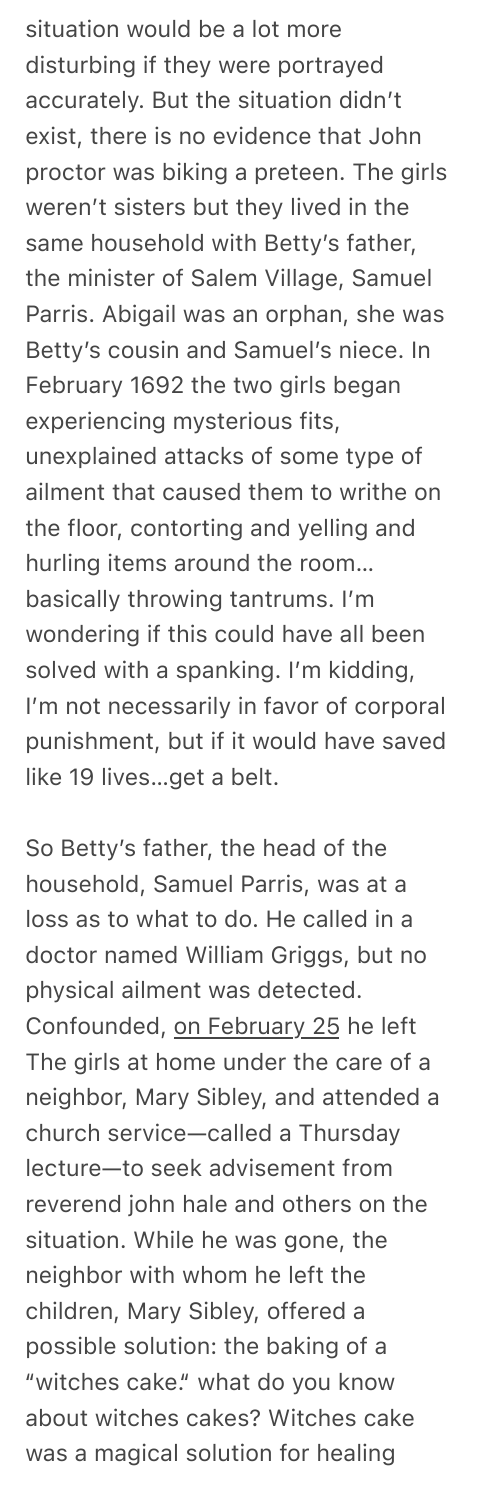situation would be a lot more disturbing if they were portrayed accurately. But the situation didn't exist, there is no evidence that John proctor was biking a preteen. The girls weren't sisters but they lived in the same household with Betty's father, the minister of Salem Village, Samuel Parris. Abigail was an orphan, she was Betty's cousin and Samuel's niece. In February 1692 the two girls began experiencing mysterious fits, unexplained attacks of some type of ailment that caused them to writhe on the floor, contorting and yelling and hurling items around the room… basically throwing tantrums. I'm wondering if this could have all been solved with a spanking. I'm kidding, I'm not necessarily in favor of corporal punishment, but if it would have saved like 19 lives…get a belt.

So Betty's father, the head of the household, Samuel Parris, was at a loss as to what to do. He called in a doctor named William Griggs, but no physical ailment was detected. Confounded, on February 25 he left The girls at home under the care of a neighbor, Mary Sibley, and attended a church service—called a Thursday lecture—to seek advisement from reverend john hale and others on the situation. While he was gone, the neighbor with whom he left the children, Mary Sibley, offered a possible solution: the baking of a "witches cake." what do you know about witches cakes? Witches cake was a magical solution for healing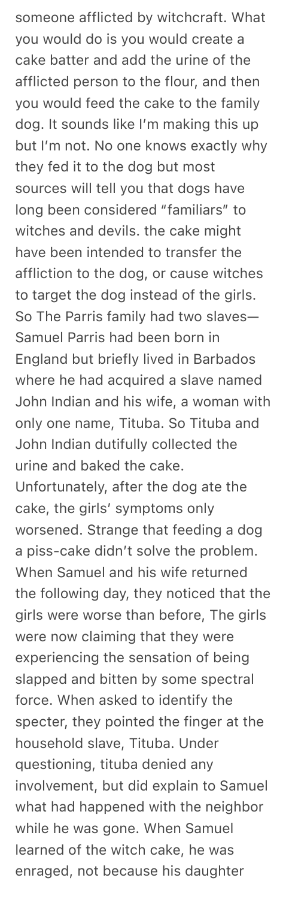someone afflicted by witchcraft. What you would do is you would create a cake batter and add the urine of the afflicted person to the flour, and then you would feed the cake to the family dog. It sounds like I'm making this up but I'm not. No one knows exactly why they fed it to the dog but most sources will tell you that dogs have long been considered "familiars" to witches and devils. the cake might have been intended to transfer the affliction to the dog, or cause witches to target the dog instead of the girls. So The Parris family had two slaves—Samuel Parris had been born in England but briefly lived in Barbados where he had acquired a slave named John Indian and his wife, a woman with only one name, Tituba. So Tituba and John Indian dutifully collected the urine and baked the cake. Unfortunately, after the dog ate the cake, the girls' symptoms only worsened. Strange that feeding a dog a piss-cake didn't solve the problem. When Samuel and his wife returned the following day, they noticed that the girls were worse than before, The girls were now claiming that they were experiencing the sensation of being slapped and bitten by some spectral force. When asked to identify the specter, they pointed the finger at the household slave, Tituba. Under questioning, tituba denied any involvement, but did explain to Samuel what had happened with the neighbor while he was gone. When Samuel learned of the witch cake, he was enraged, not because his daughter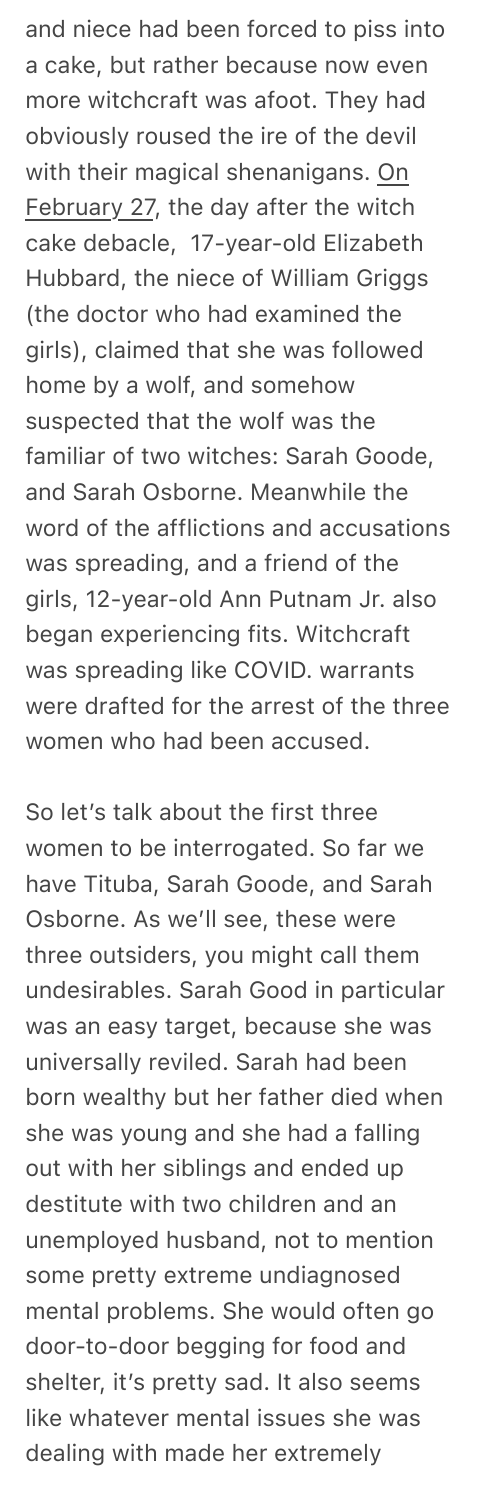and niece had been forced to piss into a cake, but rather because now even more witchcraft was afoot. They had obviously roused the ire of the devil with their magical shenanigans. On February 27, the day after the witch cake debacle, 17-year-old Elizabeth Hubbard, the niece of William Griggs (the doctor who had examined the girls), claimed that she was followed home by a wolf, and somehow suspected that the wolf was the familiar of two witches: Sarah Goode, and Sarah Osborne. Meanwhile the word of the afflictions and accusations was spreading, and a friend of the girls, 12-year-old Ann Putnam Jr. also began experiencing fits. Witchcraft was spreading like COVID. warrants were drafted for the arrest of the three women who had been accused.

So let's talk about the first three women to be interrogated. So far we have Tituba, Sarah Goode, and Sarah Osborne. As we'll see, these were three outsiders, you might call them undesirables. Sarah Good in particular was an easy target, because she was universally reviled. Sarah had been born wealthy but her father died when she was young and she had a falling out with her siblings and ended up destitute with two children and an unemployed husband, not to mention some pretty extreme undiagnosed mental problems. She would often go door-to-door begging for food and shelter, it's pretty sad. It also seems like whatever mental issues she was dealing with made her extremely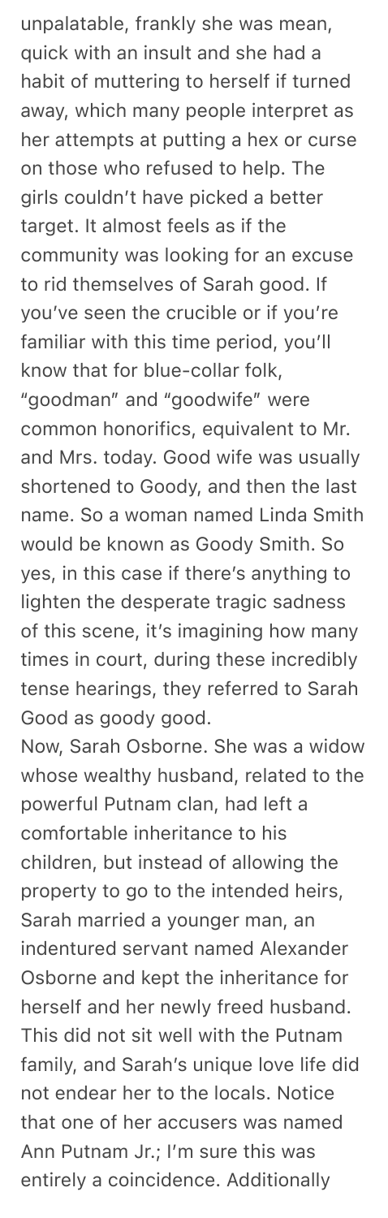unpalatable, frankly she was mean, quick with an insult and she had a habit of muttering to herself if turned away, which many people interpret as her attempts at putting a hex or curse on those who refused to help. The girls couldn't have picked a better target. It almost feels as if the community was looking for an excuse to rid themselves of Sarah good. If you've seen the crucible or if you're familiar with this time period, you'll know that for blue-collar folk, "goodman" and "goodwife" were common honorifics, equivalent to Mr. and Mrs. today. Good wife was usually shortened to Goody, and then the last name. So a woman named Linda Smith would be known as Goody Smith. So yes, in this case if there's anything to lighten the desperate tragic sadness of this scene, it's imagining how many times in court, during these incredibly tense hearings, they referred to Sarah Good as goody good.

Now, Sarah Osborne. She was a widow whose wealthy husband, related to the powerful Putnam clan, had left a comfortable inheritance to his children, but instead of allowing the property to go to the intended heirs, Sarah married a younger man, an indentured servant named Alexander Osborne and kept the inheritance for herself and her newly freed husband. This did not sit well with the Putnam family, and Sarah's unique love life did not endear her to the locals. Notice that one of her accusers was named Ann Putnam Jr.; I'm sure this was entirely a coincidence. Additionally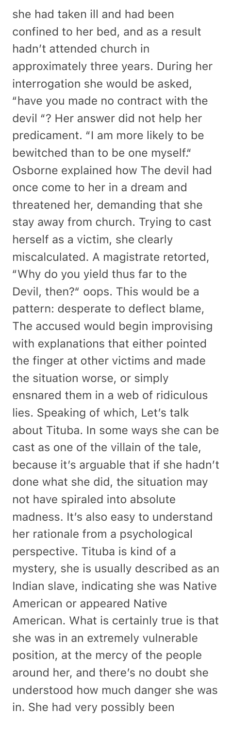she had taken ill and had been confined to her bed, and as a result hadn't attended church in approximately three years. During her interrogation she would be asked, "have you made no contract with the devil "? Her answer did not help her predicament. "I am more likely to be bewitched than to be one myself." Osborne explained how The devil had once come to her in a dream and threatened her, demanding that she stay away from church. Trying to cast herself as a victim, she clearly miscalculated. A magistrate retorted, "Why do you yield thus far to the Devil, then?" oops. This would be a pattern: desperate to deflect blame, The accused would begin improvising with explanations that either pointed the finger at other victims and made the situation worse, or simply ensnared them in a web of ridiculous lies. Speaking of which, Let's talk about Tituba. In some ways she can be cast as one of the villain of the tale, because it's arguable that if she hadn't done what she did, the situation may not have spiraled into absolute madness. It's also easy to understand her rationale from a psychological perspective. Tituba is kind of a mystery, she is usually described as an Indian slave, indicating she was Native American or appeared Native American. What is certainly true is that she was in an extremely vulnerable position, at the mercy of the people around her, and there's no doubt she understood how much danger she was in. She had very possibly been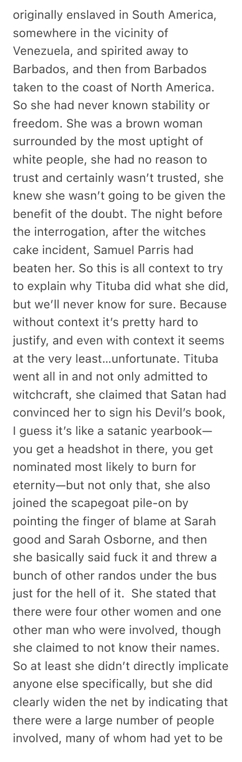originally enslaved in South America, somewhere in the vicinity of Venezuela, and spirited away to Barbados, and then from Barbados taken to the coast of North America. So she had never known stability or freedom. She was a brown woman surrounded by the most uptight of white people, she had no reason to trust and certainly wasn't trusted, she knew she wasn't going to be given the benefit of the doubt. The night before the interrogation, after the witches cake incident, Samuel Parris had beaten her. So this is all context to try to explain why Tituba did what she did, but we'll never know for sure. Because without context it's pretty hard to justify, and even with context it seems at the very least…unfortunate. Tituba went all in and not only admitted to witchcraft, she claimed that Satan had convinced her to sign his Devil's book, I guess it's like a satanic yearbook—you get a headshot in there, you get nominated most likely to burn for eternity—but not only that, she also joined the scapegoat pile-on by pointing the finger of blame at Sarah good and Sarah Osborne, and then she basically said fuck it and threw a bunch of other randos under the bus just for the hell of it. She stated that there were four other women and one other man who were involved, though she claimed to not know their names. So at least she didn't directly implicate anyone else specifically, but she did clearly widen the net by indicating that there were a large number of people involved, many of whom had yet to be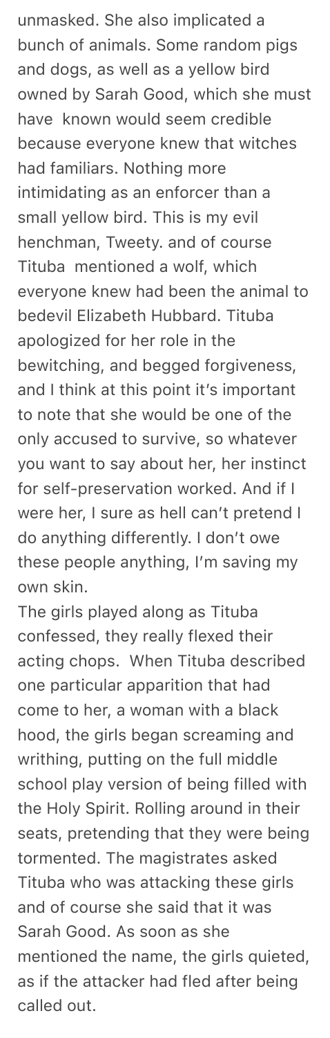unmasked. She also implicated a bunch of animals. Some random pigs and dogs, as well as a yellow bird owned by Sarah Good, which she must have known would seem credible because everyone knew that witches had familiars. Nothing more intimidating as an enforcer than a small yellow bird. This is my evil henchman, Tweety. and of course Tituba mentioned a wolf, which everyone knew had been the animal to bedevil Elizabeth Hubbard. Tituba apologized for her role in the bewitching, and begged forgiveness, and I think at this point it's important to note that she would be one of the only accused to survive, so whatever you want to say about her, her instinct for self-preservation worked. And if I were her, I sure as hell can't pretend I do anything differently. I don't owe these people anything, I'm saving my own skin.

The girls played along as Tituba confessed, they really flexed their acting chops. When Tituba described one particular apparition that had come to her, a woman with a black hood, the girls began screaming and writhing, putting on the full middle school play version of being filled with the Holy Spirit. Rolling around in their seats, pretending that they were being tormented. The magistrates asked Tituba who was attacking these girls and of course she said that it was Sarah Good. As soon as she mentioned the name, the girls quieted, as if the attacker had fled after being called out.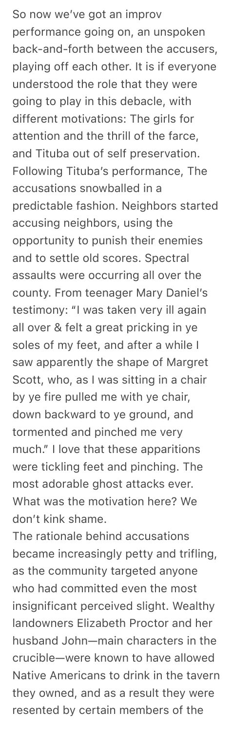So now we've got an improv performance going on, an unspoken back-and-forth between the accusers, playing off each other. It is if everyone understood the role that they were going to play in this debacle, with different motivations: The girls for attention and the thrill of the farce, and Tituba out of self preservation. Following Tituba's performance, The accusations snowballed in a predictable fashion. Neighbors started accusing neighbors, using the opportunity to punish their enemies and to settle old scores. Spectral assaults were occurring all over the county. From teenager Mary Daniel's testimony: "I was taken very ill again all over & felt a great pricking in ye soles of my feet, and after a while I saw apparently the shape of Margret Scott, who, as I was sitting in a chair by ye fire pulled me with ye chair, down backward to ye ground, and tormented and pinched me very much." I love that these apparitions were tickling feet and pinching. The most adorable ghost attacks ever. What was the motivation here? We don't kink shame.

The rationale behind accusations became increasingly petty and trifling, as the community targeted anyone who had committed even the most insignificant perceived slight. Wealthy landowners Elizabeth Proctor and her husband John—main characters in the crucible—were known to have allowed Native Americans to drink in the tavern they owned, and as a result they were resented by certain members of the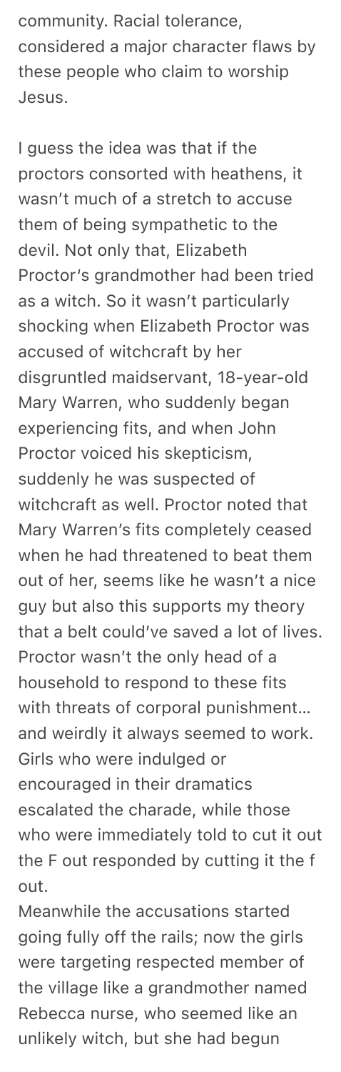community. Racial tolerance, considered a major character flaws by these people who claim to worship Jesus.

I guess the idea was that if the proctors consorted with heathens, it wasn't much of a stretch to accuse them of being sympathetic to the devil. Not only that, Elizabeth Proctor's grandmother had been tried as a witch. So it wasn't particularly shocking when Elizabeth Proctor was accused of witchcraft by her disgruntled maidservant, 18-year-old Mary Warren, who suddenly began experiencing fits, and when John Proctor voiced his skepticism, suddenly he was suspected of witchcraft as well. Proctor noted that Mary Warren's fits completely ceased when he had threatened to beat them out of her, seems like he wasn't a nice guy but also this supports my theory that a belt could've saved a lot of lives. Proctor wasn't the only head of a household to respond to these fits with threats of corporal punishment... and weirdly it always seemed to work. Girls who were indulged or encouraged in their dramatics escalated the charade, while those who were immediately told to cut it out the F out responded by cutting it the f out.

Meanwhile the accusations started going fully off the rails; now the girls were targeting respected member of the village like a grandmother named Rebecca nurse, who seemed like an unlikely witch, but she had begun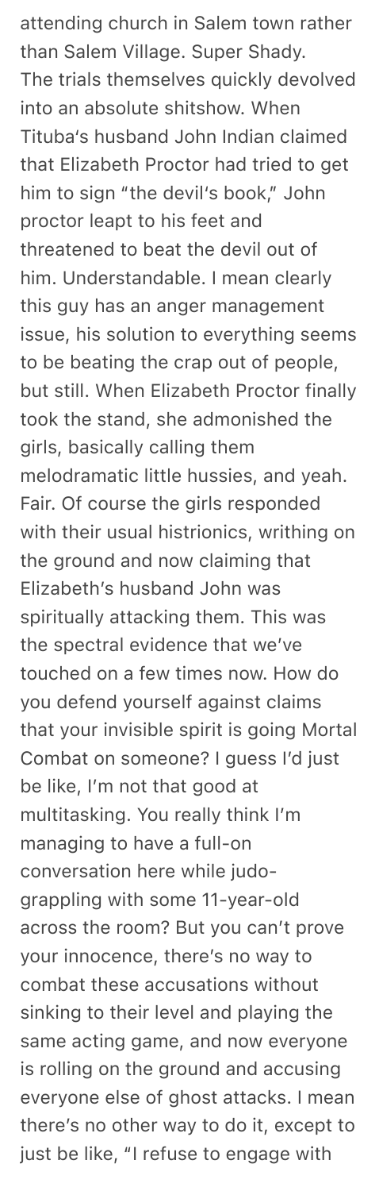attending church in Salem town rather than Salem Village. Super Shady.

The trials themselves quickly devolved into an absolute shitshow. When Tituba's husband John Indian claimed that Elizabeth Proctor had tried to get him to sign "the devil's book," John proctor leapt to his feet and threatened to beat the devil out of him. Understandable. I mean clearly this guy has an anger management issue, his solution to everything seems to be beating the crap out of people, but still. When Elizabeth Proctor finally took the stand, she admonished the girls, basically calling them melodramatic little hussies, and yeah. Fair. Of course the girls responded with their usual histrionics, writhing on the ground and now claiming that Elizabeth's husband John was spiritually attacking them. This was the spectral evidence that we've touched on a few times now. How do you defend yourself against claims that your invisible spirit is going Mortal Combat on someone? I guess I'd just be like, I'm not that good at multitasking. You really think I'm managing to have a full-on conversation here while judo-grappling with some 11-year-old across the room? But you can't prove your innocence, there's no way to combat these accusations without sinking to their level and playing the same acting game, and now everyone is rolling on the ground and accusing everyone else of ghost attacks. I mean there's no other way to do it, except to just be like, "I refuse to engage with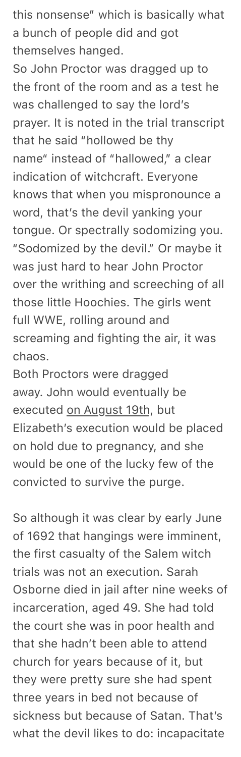this nonsense" which is basically what a bunch of people did and got themselves hanged.

So John Proctor was dragged up to the front of the room and as a test he was challenged to say the lord's prayer. It is noted in the trial transcript that he said "hollowed be thy name" instead of "hallowed," a clear indication of witchcraft. Everyone knows that when you mispronounce a word, that's the devil yanking your tongue. Or spectrally sodomizing you. "Sodomized by the devil." Or maybe it was just hard to hear John Proctor over the writhing and screeching of all those little Hoochies. The girls went full WWE, rolling around and screaming and fighting the air, it was chaos.

Both Proctors were dragged away. John would eventually be executed on August 19th, but Elizabeth's execution would be placed on hold due to pregnancy, and she would be one of the lucky few of the convicted to survive the purge.

So although it was clear by early June of 1692 that hangings were imminent, the first casualty of the Salem witch trials was not an execution. Sarah Osborne died in jail after nine weeks of incarceration, aged 49. She had told the court she was in poor health and that she hadn't been able to attend church for years because of it, but they were pretty sure she had spent three years in bed not because of sickness but because of Satan. That's what the devil likes to do: incapacitate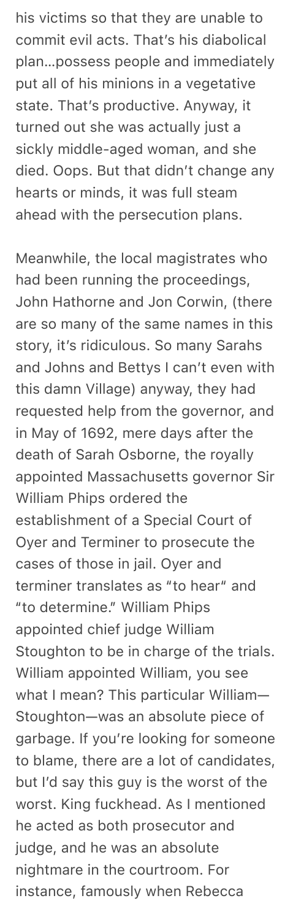his victims so that they are unable to commit evil acts. That's his diabolical plan…possess people and immediately put all of his minions in a vegetative state. That's productive. Anyway, it turned out she was actually just a sickly middle-aged woman, and she died. Oops. But that didn't change any hearts or minds, it was full steam ahead with the persecution plans.

Meanwhile, the local magistrates who had been running the proceedings, John Hathorne and Jon Corwin, (there are so many of the same names in this story, it's ridiculous. So many Sarahs and Johns and Bettys I can't even with this damn Village) anyway, they had requested help from the governor, and in May of 1692, mere days after the death of Sarah Osborne, the royally appointed Massachusetts governor Sir William Phips ordered the establishment of a Special Court of Oyer and Terminer to prosecute the cases of those in jail. Oyer and terminer translates as "to hear" and "to determine." William Phips appointed chief judge William Stoughton to be in charge of the trials. William appointed William, you see what I mean? This particular William—Stoughton—was an absolute piece of garbage. If you're looking for someone to blame, there are a lot of candidates, but I'd say this guy is the worst of the worst. King fuckhead. As I mentioned he acted as both prosecutor and judge, and he was an absolute nightmare in the courtroom. For instance, famously when Rebecca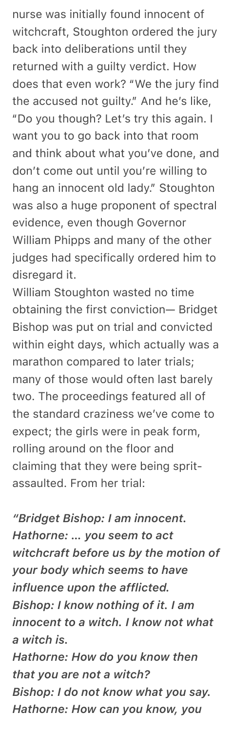nurse was initially found innocent of witchcraft, Stoughton ordered the jury back into deliberations until they returned with a guilty verdict. How does that even work? "We the jury find the accused not guilty." And he's like, "Do you though? Let's try this again. I want you to go back into that room and think about what you've done, and don't come out until you're willing to hang an innocent old lady." Stoughton was also a huge proponent of spectral evidence, even though Governor William Phipps and many of the other judges had specifically ordered him to disregard it.

William Stoughton wasted no time obtaining the first conviction— Bridget Bishop was put on trial and convicted within eight days, which actually was a marathon compared to later trials; many of those would often last barely two. The proceedings featured all of the standard craziness we've come to expect; the girls were in peak form, rolling around on the floor and claiming that they were being sprit-assaulted. From her trial:

***"Bridget Bishop: I am innocent.***
***Hathorne: … you seem to act witchcraft before us by the motion of your body which seems to have influence upon the afflicted.***
***Bishop: I know nothing of it. I am innocent to a witch. I know not what a witch is.***
***Hathorne: How do you know then that you are not a witch?***
***Bishop: I do not know what you say.***
***Hathorne: How can you know, you***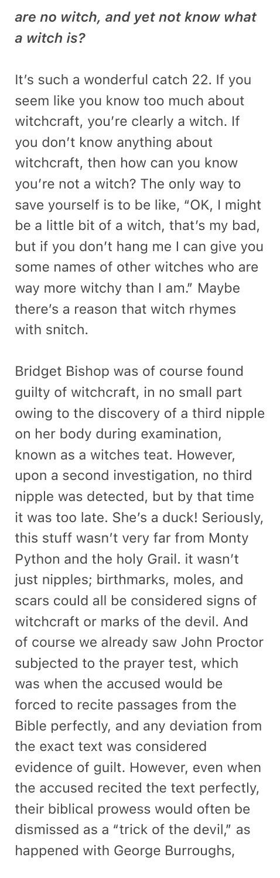*are no witch, and yet not know what a witch is?*

It's such a wonderful catch 22. If you seem like you know too much about witchcraft, you're clearly a witch. If you don't know anything about witchcraft, then how can you know you're not a witch? The only way to save yourself is to be like, "OK, I might be a little bit of a witch, that's my bad, but if you don't hang me I can give you some names of other witches who are way more witchy than I am." Maybe there's a reason that witch rhymes with snitch.

Bridget Bishop was of course found guilty of witchcraft, in no small part owing to the discovery of a third nipple on her body during examination, known as a witches teat. However, upon a second investigation, no third nipple was detected, but by that time it was too late. She's a duck! Seriously, this stuff wasn't very far from Monty Python and the holy Grail. it wasn't just nipples; birthmarks, moles, and scars could all be considered signs of witchcraft or marks of the devil. And of course we already saw John Proctor subjected to the prayer test, which was when the accused would be forced to recite passages from the Bible perfectly, and any deviation from the exact text was considered evidence of guilt. However, even when the accused recited the text perfectly, their biblical prowess would often be dismissed as a "trick of the devil," as happened with George Burroughs,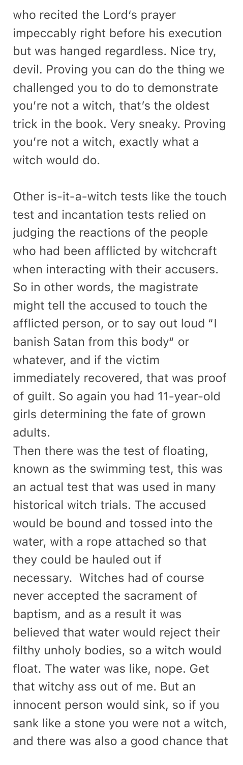who recited the Lord's prayer impeccably right before his execution but was hanged regardless. Nice try, devil. Proving you can do the thing we challenged you to do to demonstrate you're not a witch, that's the oldest trick in the book. Very sneaky. Proving you're not a witch, exactly what a witch would do.

Other is-it-a-witch tests like the touch test and incantation tests relied on judging the reactions of the people who had been afflicted by witchcraft when interacting with their accusers. So in other words, the magistrate might tell the accused to touch the afflicted person, or to say out loud "I banish Satan from this body" or whatever, and if the victim immediately recovered, that was proof of guilt. So again you had 11-year-old girls determining the fate of grown adults.
Then there was the test of floating, known as the swimming test, this was an actual test that was used in many historical witch trials. The accused would be bound and tossed into the water, with a rope attached so that they could be hauled out if necessary. Witches had of course never accepted the sacrament of baptism, and as a result it was believed that water would reject their filthy unholy bodies, so a witch would float. The water was like, nope. Get that witchy ass out of me. But an innocent person would sink, so if you sank like a stone you were not a witch, and there was also a good chance that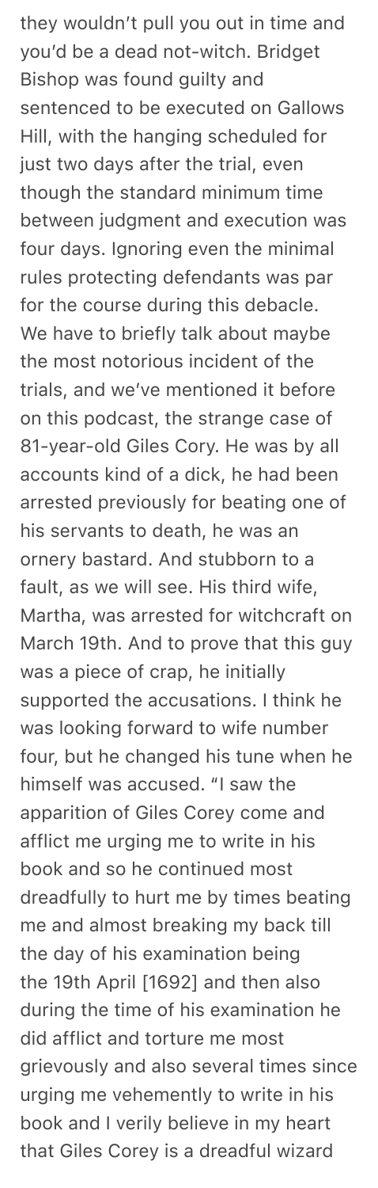they wouldn't pull you out in time and you'd be a dead not-witch. Bridget Bishop was found guilty and sentenced to be executed on Gallows Hill, with the hanging scheduled for just two days after the trial, even though the standard minimum time between judgment and execution was four days. Ignoring even the minimal rules protecting defendants was par for the course during this debacle. We have to briefly talk about maybe the most notorious incident of the trials, and we've mentioned it before on this podcast, the strange case of 81-year-old Giles Cory. He was by all accounts kind of a dick, he had been arrested previously for beating one of his servants to death, he was an ornery bastard. And stubborn to a fault, as we will see. His third wife, Martha, was arrested for witchcraft on March 19th. And to prove that this guy was a piece of crap, he initially supported the accusations. I think he was looking forward to wife number four, but he changed his tune when he himself was accused. "I saw the apparition of Giles Corey come and afflict me urging me to write in his book and so he continued most dreadfully to hurt me by times beating me and almost breaking my back till the day of his examination being the 19th April [1692] and then also during the time of his examination he did afflict and torture me most grievously and also several times since urging me vehemently to write in his book and I verily believe in my heart that Giles Corey is a dreadful wizard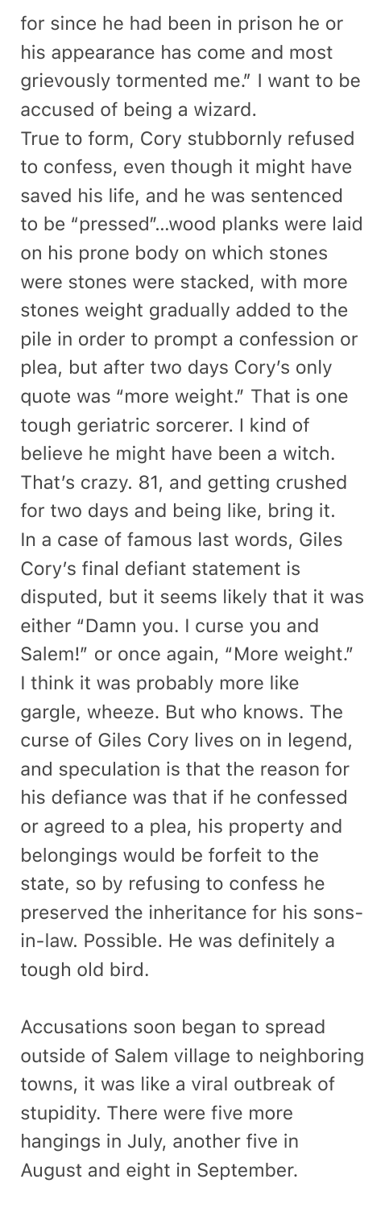for since he had been in prison he or his appearance has come and most grievously tormented me." I want to be accused of being a wizard.

True to form, Cory stubbornly refused to confess, even though it might have saved his life, and he was sentenced to be "pressed"...wood planks were laid on his prone body on which stones were stones were stacked, with more stones weight gradually added to the pile in order to prompt a confession or plea, but after two days Cory's only quote was "more weight." That is one tough geriatric sorcerer. I kind of believe he might have been a witch. That's crazy. 81, and getting crushed for two days and being like, bring it. In a case of famous last words, Giles Cory's final defiant statement is disputed, but it seems likely that it was either "Damn you. I curse you and Salem!" or once again, "More weight." I think it was probably more like gargle, wheeze. But who knows. The curse of Giles Cory lives on in legend, and speculation is that the reason for his defiance was that if he confessed or agreed to a plea, his property and belongings would be forfeit to the state, so by refusing to confess he preserved the inheritance for his sons-in-law. Possible. He was definitely a tough old bird.

Accusations soon began to spread outside of Salem village to neighboring towns, it was like a viral outbreak of stupidity. There were five more hangings in July, another five in August and eight in September.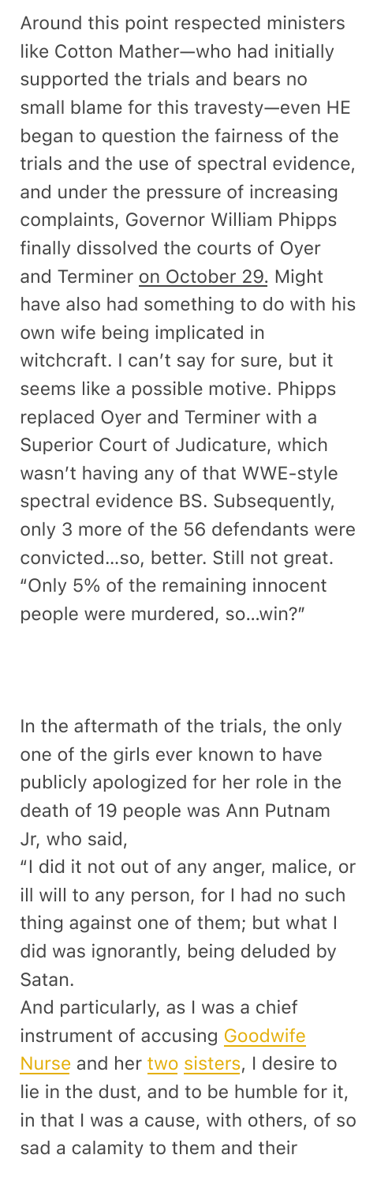Around this point respected ministers like Cotton Mather—who had initially supported the trials and bears no small blame for this travesty—even HE began to question the fairness of the trials and the use of spectral evidence, and under the pressure of increasing complaints, Governor William Phipps finally dissolved the courts of Oyer and Terminer on October 29. Might have also had something to do with his own wife being implicated in witchcraft. I can't say for sure, but it seems like a possible motive. Phipps replaced Oyer and Terminer with a Superior Court of Judicature, which wasn't having any of that WWE-style spectral evidence BS. Subsequently, only 3 more of the 56 defendants were convicted…so, better. Still not great. "Only 5% of the remaining innocent people were murdered, so…win?"

In the aftermath of the trials, the only one of the girls ever known to have publicly apologized for her role in the death of 19 people was Ann Putnam Jr, who said,

"I did it not out of any anger, malice, or ill will to any person, for I had no such thing against one of them; but what I did was ignorantly, being deluded by Satan.

And particularly, as I was a chief instrument of accusing Goodwife Nurse and her two sisters, I desire to lie in the dust, and to be humble for it, in that I was a cause, with others, of so sad a calamity to them and their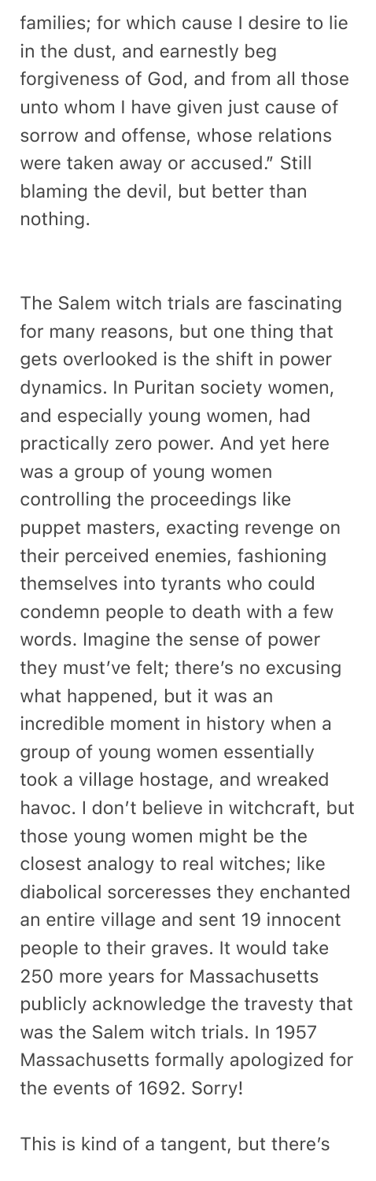families; for which cause I desire to lie in the dust, and earnestly beg forgiveness of God, and from all those unto whom I have given just cause of sorrow and offense, whose relations were taken away or accused." Still blaming the devil, but better than nothing.

The Salem witch trials are fascinating for many reasons, but one thing that gets overlooked is the shift in power dynamics. In Puritan society women, and especially young women, had practically zero power. And yet here was a group of young women controlling the proceedings like puppet masters, exacting revenge on their perceived enemies, fashioning themselves into tyrants who could condemn people to death with a few words. Imagine the sense of power they must've felt; there's no excusing what happened, but it was an incredible moment in history when a group of young women essentially took a village hostage, and wreaked havoc. I don't believe in witchcraft, but those young women might be the closest analogy to real witches; like diabolical sorceresses they enchanted an entire village and sent 19 innocent people to their graves. It would take 250 more years for Massachusetts publicly acknowledge the travesty that was the Salem witch trials. In 1957 Massachusetts formally apologized for the events of 1692. Sorry!

This is kind of a tangent, but there's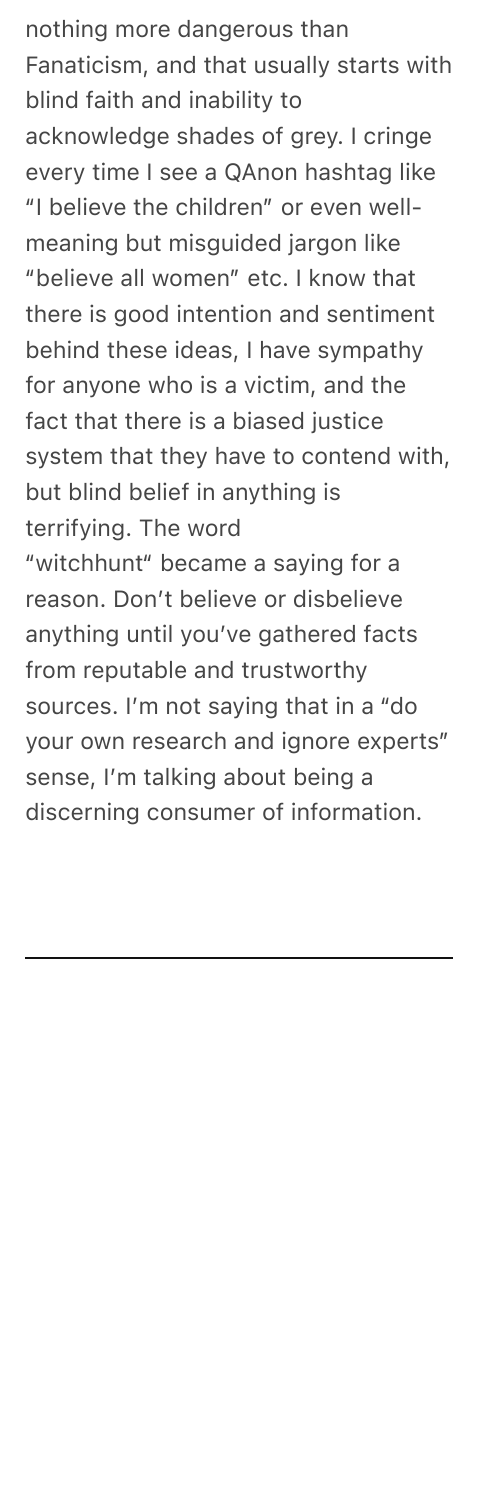nothing more dangerous than Fanaticism, and that usually starts with blind faith and inability to acknowledge shades of grey. I cringe every time I see a QAnon hashtag like "I believe the children" or even well-meaning but misguided jargon like "believe all women" etc. I know that there is good intention and sentiment behind these ideas, I have sympathy for anyone who is a victim, and the fact that there is a biased justice system that they have to contend with, but blind belief in anything is terrifying. The word "witchhunt" became a saying for a reason. Don't believe or disbelieve anything until you've gathered facts from reputable and trustworthy sources. I'm not saying that in a "do your own research and ignore experts" sense, I'm talking about being a discerning consumer of information.

---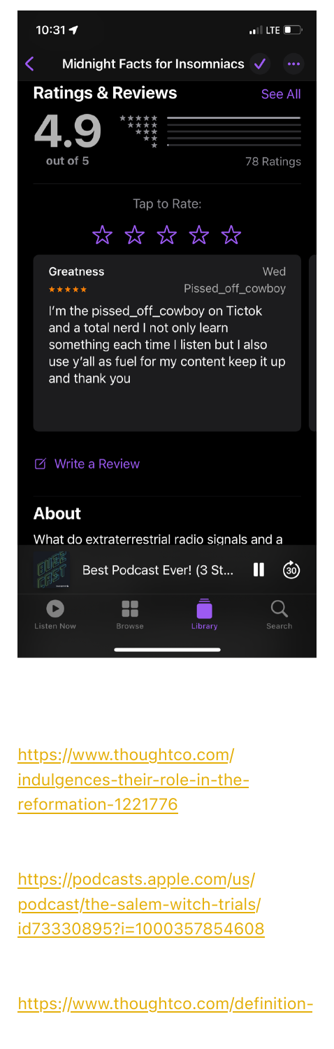10:31

LTE

Midnight Facts for Insomniacs

## Ratings & Reviews

See All

4.9

out of 5

78 Ratings

Tap to Rate:

☆ ☆ ☆ ☆ ☆

**Greatness**

Wed

★★★★★

Pissed_off_cowboy

I'm the pissed_off_cowboy on Tictok and a total nerd I not only learn something each time I listen but I also use y'all as fuel for my content keep it up and thank you

Write a Review

## About

What do extraterrestrial radio signals and a

Best Podcast Ever! (3 St...

Listen Now | Browse | Library | Search

https://www.thoughtco.com/indulgences-their-role-in-the-reformation-1221776

https://podcasts.apple.com/us/podcast/the-salem-witch-trials/id73330895?i=1000357854608

https://www.thoughtco.com/definition-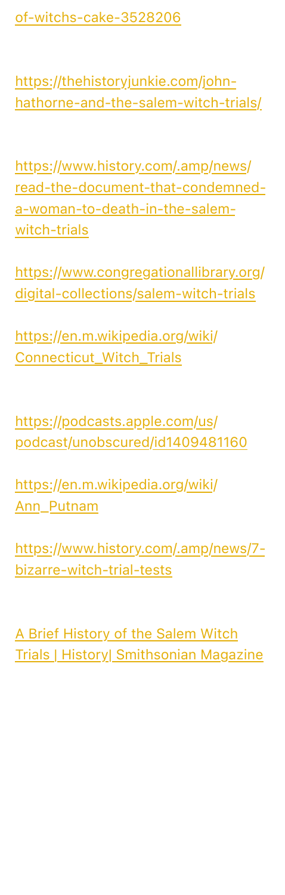of-witchs-cake-3528206

https://thehistoryjunkie.com/john-hathorne-and-the-salem-witch-trials/

https://www.history.com/.amp/news/read-the-document-that-condemned-a-woman-to-death-in-the-salem-witch-trials

https://www.congregationallibrary.org/digital-collections/salem-witch-trials

https://en.m.wikipedia.org/wiki/Connecticut_Witch_Trials

https://podcasts.apple.com/us/podcast/unobscured/id1409481160

https://en.m.wikipedia.org/wiki/Ann_Putnam

https://www.history.com/.amp/news/7-bizarre-witch-trial-tests

A Brief History of the Salem Witch Trials | History| Smithsonian Magazine